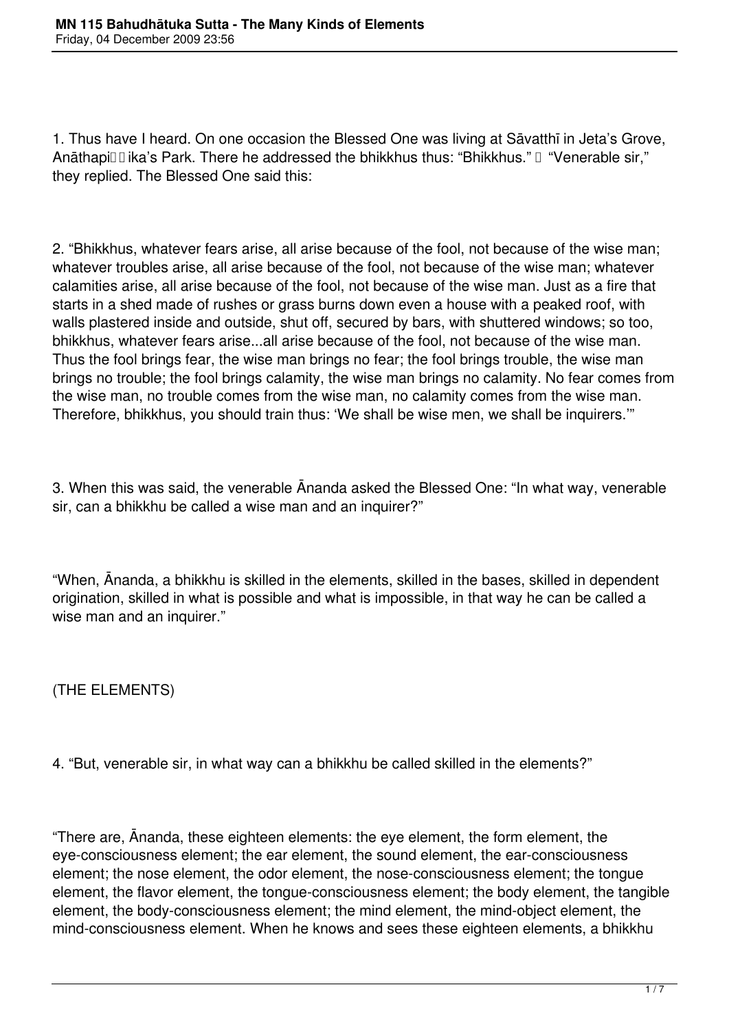1. Thus have I heard. On one occasion the Blessed One was living at Sāvatthī in Jeta's Grove, Anāthapiṇḍika's Park. There he addressed the bhikkhus thus: "Bhikkhus." — "Venerable sir," they replied. The Blessed One said this:

2. "Bhikkhus, whatever fears arise, all arise because of the fool, not because of the wise man; whatever troubles arise, all arise because of the fool, not because of the wise man; whatever calamities arise, all arise because of the fool, not because of the wise man. Just as a fire that starts in a shed made of rushes or grass burns down even a house with a peaked roof, with walls plastered inside and outside, shut off, secured by bars, with shuttered windows; so too, bhikkhus, whatever fears arise...all arise because of the fool, not because of the wise man. Thus the fool brings fear, the wise man brings no fear; the fool brings trouble, the wise man brings no trouble; the fool brings calamity, the wise man brings no calamity. No fear comes from the wise man, no trouble comes from the wise man, no calamity comes from the wise man. Therefore, bhikkhus, you should train thus: 'We shall be wise men, we shall be inquirers.'"

3. When this was said, the venerable Ānanda asked the Blessed One: "In what way, venerable sir, can a bhikkhu be called a wise man and an inquirer?"

"When, Ānanda, a bhikkhu is skilled in the elements, skilled in the bases, skilled in dependent origination, skilled in what is possible and what is impossible, in that way he can be called a wise man and an inquirer."

(THE ELEMENTS)

4. "But, venerable sir, in what way can a bhikkhu be called skilled in the elements?"

"There are, Ānanda, these eighteen elements: the eye element, the form element, the eye-consciousness element; the ear element, the sound element, the ear-consciousness element; the nose element, the odor element, the nose-consciousness element; the tongue element, the flavor element, the tongue-consciousness element; the body element, the tangible element, the body-consciousness element; the mind element, the mind-object element, the mind-consciousness element. When he knows and sees these eighteen elements, a bhikkhu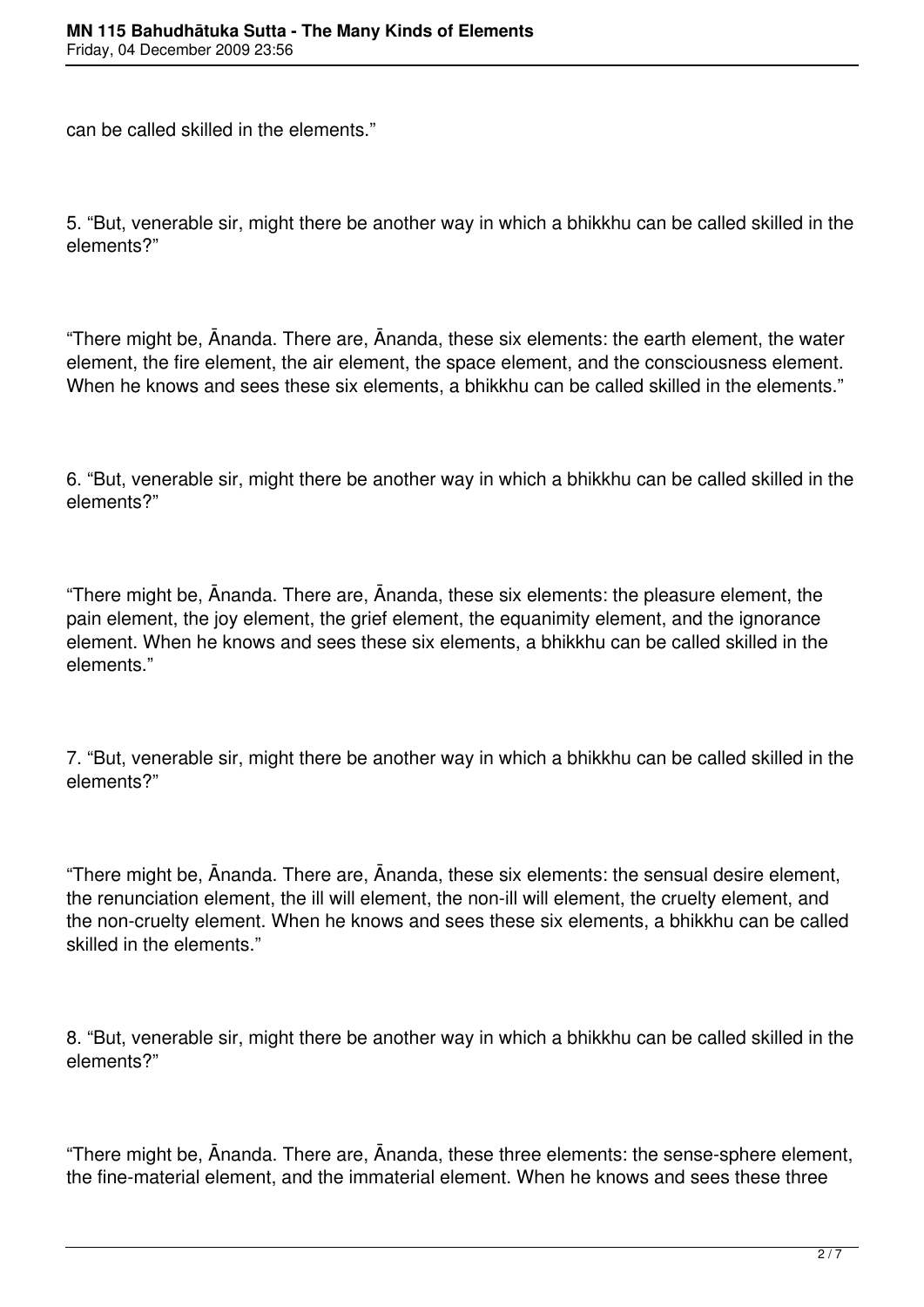can be called skilled in the elements."

5. "But, venerable sir, might there be another way in which a bhikkhu can be called skilled in the elements?"

"There might be, Ānanda. There are, Ānanda, these six elements: the earth element, the water element, the fire element, the air element, the space element, and the consciousness element. When he knows and sees these six elements, a bhikkhu can be called skilled in the elements."

6. "But, venerable sir, might there be another way in which a bhikkhu can be called skilled in the elements?"

"There might be, Ānanda. There are, Ānanda, these six elements: the pleasure element, the pain element, the joy element, the grief element, the equanimity element, and the ignorance element. When he knows and sees these six elements, a bhikkhu can be called skilled in the elements."

7. "But, venerable sir, might there be another way in which a bhikkhu can be called skilled in the elements?"

"There might be, Ānanda. There are, Ānanda, these six elements: the sensual desire element, the renunciation element, the ill will element, the non-ill will element, the cruelty element, and the non-cruelty element. When he knows and sees these six elements, a bhikkhu can be called skilled in the elements."

8. "But, venerable sir, might there be another way in which a bhikkhu can be called skilled in the elements?"

"There might be, Ānanda. There are, Ānanda, these three elements: the sense-sphere element, the fine-material element, and the immaterial element. When he knows and sees these three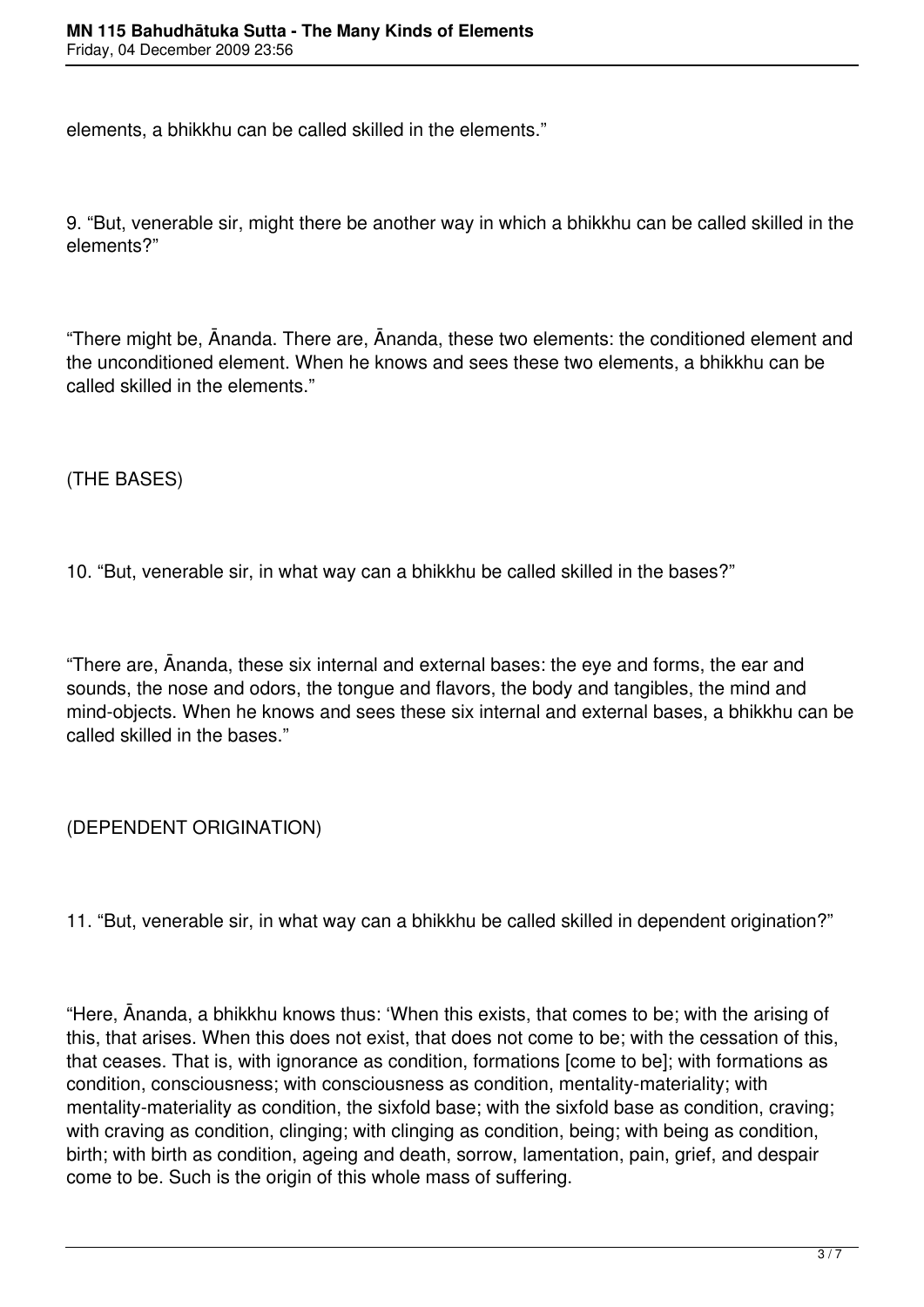elements, a bhikkhu can be called skilled in the elements."

9. "But, venerable sir, might there be another way in which a bhikkhu can be called skilled in the elements?"

"There might be, Ānanda. There are, Ānanda, these two elements: the conditioned element and the unconditioned element. When he knows and sees these two elements, a bhikkhu can be called skilled in the elements."

(THE BASES)

10. "But, venerable sir, in what way can a bhikkhu be called skilled in the bases?"

"There are, Ānanda, these six internal and external bases: the eye and forms, the ear and sounds, the nose and odors, the tongue and flavors, the body and tangibles, the mind and mind-objects. When he knows and sees these six internal and external bases, a bhikkhu can be called skilled in the bases."

(DEPENDENT ORIGINATION)

11. "But, venerable sir, in what way can a bhikkhu be called skilled in dependent origination?"

"Here, Ānanda, a bhikkhu knows thus: 'When this exists, that comes to be; with the arising of this, that arises. When this does not exist, that does not come to be; with the cessation of this, that ceases. That is, with ignorance as condition, formations [come to be]; with formations as condition, consciousness; with consciousness as condition, mentality-materiality; with mentality-materiality as condition, the sixfold base; with the sixfold base as condition, craving; with craving as condition, clinging; with clinging as condition, being; with being as condition, birth; with birth as condition, ageing and death, sorrow, lamentation, pain, grief, and despair come to be. Such is the origin of this whole mass of suffering.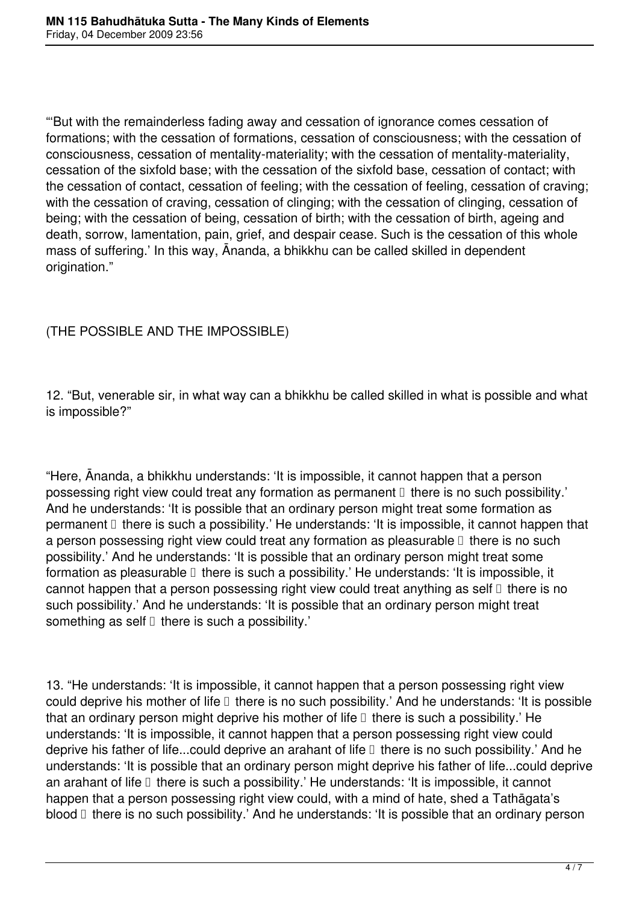"'But with the remainderless fading away and cessation of ignorance comes cessation of formations; with the cessation of formations, cessation of consciousness; with the cessation of consciousness, cessation of mentality-materiality; with the cessation of mentality-materiality, cessation of the sixfold base; with the cessation of the sixfold base, cessation of contact; with the cessation of contact, cessation of feeling; with the cessation of feeling, cessation of craving; with the cessation of craving, cessation of clinging; with the cessation of clinging, cessation of being; with the cessation of being, cessation of birth; with the cessation of birth, ageing and death, sorrow, lamentation, pain, grief, and despair cease. Such is the cessation of this whole mass of suffering.' In this way, Ānanda, a bhikkhu can be called skilled in dependent origination."

(THE POSSIBLE AND THE IMPOSSIBLE)

12. "But, venerable sir, in what way can a bhikkhu be called skilled in what is possible and what is impossible?"

"Here, Ānanda, a bhikkhu understands: 'It is impossible, it cannot happen that a person possessing right view could treat any formation as permanent — there is no such possibility.' And he understands: 'It is possible that an ordinary person might treat some formation as permanent — there is such a possibility.' He understands: 'It is impossible, it cannot happen that a person possessing right view could treat any formation as pleasurable — there is no such possibility.' And he understands: 'It is possible that an ordinary person might treat some formation as pleasurable — there is such a possibility.' He understands: 'It is impossible, it cannot happen that a person possessing right view could treat anything as self — there is no such possibility.' And he understands: 'It is possible that an ordinary person might treat something as self — there is such a possibility.'

13. "He understands: 'It is impossible, it cannot happen that a person possessing right view could deprive his mother of life — there is no such possibility.' And he understands: 'It is possible that an ordinary person might deprive his mother of life — there is such a possibility.' He understands: 'It is impossible, it cannot happen that a person possessing right view could deprive his father of life...could deprive an arahant of life — there is no such possibility.' And he understands: 'It is possible that an ordinary person might deprive his father of life...could deprive an arahant of life — there is such a possibility.' He understands: 'It is impossible, it cannot happen that a person possessing right view could, with a mind of hate, shed a Tathāgata's blood — there is no such possibility.' And he understands: 'It is possible that an ordinary person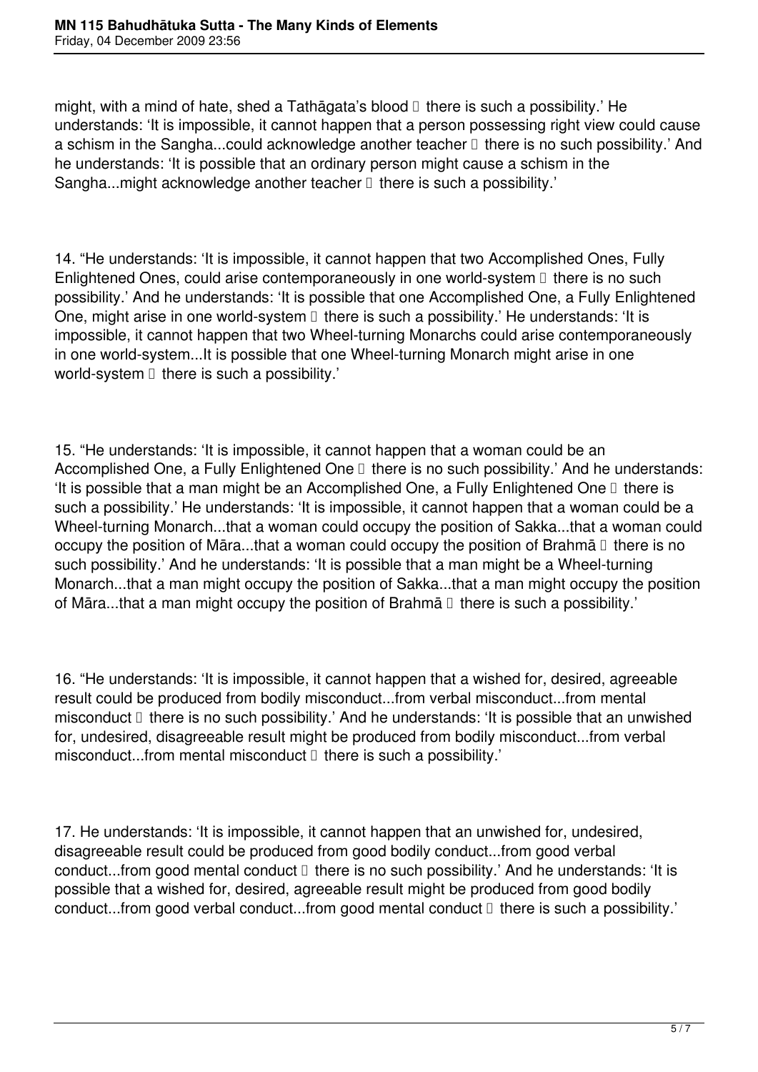might, with a mind of hate, shed a Tathāgata's blood  there is such a possibility.' He understands: 'It is impossible, it cannot happen that a person possessing right view could cause a schism in the Sangha...could acknowledge another teacher  there is no such possibility.' And he understands: 'It is possible that an ordinary person might cause a schism in the Sangha...might acknowledge another teacher  there is such a possibility.'

14. "He understands: 'It is impossible, it cannot happen that two Accomplished Ones, Fully Enlightened Ones, could arise contemporaneously in one world-system  there is no such possibility.' And he understands: 'It is possible that one Accomplished One, a Fully Enlightened One, might arise in one world-system  there is such a possibility.' He understands: 'It is impossible, it cannot happen that two Wheel-turning Monarchs could arise contemporaneously in one world-system...It is possible that one Wheel-turning Monarch might arise in one world-system  there is such a possibility.'

15. "He understands: 'It is impossible, it cannot happen that a woman could be an Accomplished One, a Fully Enlightened One  there is no such possibility.' And he understands: 'It is possible that a man might be an Accomplished One, a Fully Enlightened One  there is such a possibility.' He understands: 'It is impossible, it cannot happen that a woman could be a Wheel-turning Monarch...that a woman could occupy the position of Sakka...that a woman could occupy the position of Māra...that a woman could occupy the position of Brahmā  there is no such possibility.' And he understands: 'It is possible that a man might be a Wheel-turning Monarch...that a man might occupy the position of Sakka...that a man might occupy the position of Māra...that a man might occupy the position of Brahmā  there is such a possibility.'

16. "He understands: 'It is impossible, it cannot happen that a wished for, desired, agreeable result could be produced from bodily misconduct...from verbal misconduct...from mental misconduct  there is no such possibility.' And he understands: 'It is possible that an unwished for, undesired, disagreeable result might be produced from bodily misconduct...from verbal misconduct...from mental misconduct  there is such a possibility.'

17. He understands: 'It is impossible, it cannot happen that an unwished for, undesired, disagreeable result could be produced from good bodily conduct...from good verbal conduct...from good mental conduct  there is no such possibility.' And he understands: 'It is possible that a wished for, desired, agreeable result might be produced from good bodily conduct...from good verbal conduct...from good mental conduct  there is such a possibility.'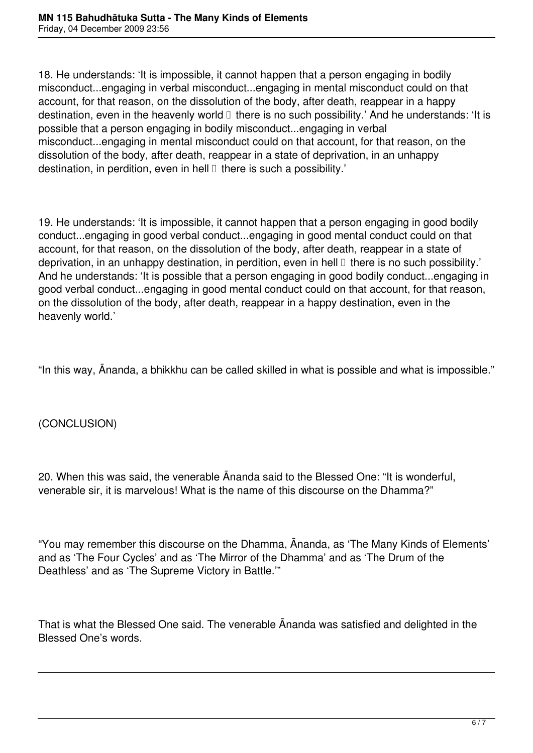18. He understands: 'It is impossible, it cannot happen that a person engaging in bodily misconduct...engaging in verbal misconduct...engaging in mental misconduct could on that account, for that reason, on the dissolution of the body, after death, reappear in a happy destination, even in the heavenly world  there is no such possibility.' And he understands: 'It is possible that a person engaging in bodily misconduct...engaging in verbal misconduct...engaging in mental misconduct could on that account, for that reason, on the dissolution of the body, after death, reappear in a state of deprivation, in an unhappy destination, in perdition, even in hell  there is such a possibility.'

19. He understands: 'It is impossible, it cannot happen that a person engaging in good bodily conduct...engaging in good verbal conduct...engaging in good mental conduct could on that account, for that reason, on the dissolution of the body, after death, reappear in a state of deprivation, in an unhappy destination, in perdition, even in hell  there is no such possibility.' And he understands: 'It is possible that a person engaging in good bodily conduct...engaging in good verbal conduct...engaging in good mental conduct could on that account, for that reason, on the dissolution of the body, after death, reappear in a happy destination, even in the heavenly world.'

"In this way, Ānanda, a bhikkhu can be called skilled in what is possible and what is impossible."

(CONCLUSION)

20. When this was said, the venerable Ānanda said to the Blessed One: "It is wonderful, venerable sir, it is marvelous! What is the name of this discourse on the Dhamma?"

"You may remember this discourse on the Dhamma, Ānanda, as 'The Many Kinds of Elements' and as 'The Four Cycles' and as 'The Mirror of the Dhamma' and as 'The Drum of the Deathless' and as 'The Supreme Victory in Battle.'"

That is what the Blessed One said. The venerable Ānanda was satisfied and delighted in the Blessed One's words.

---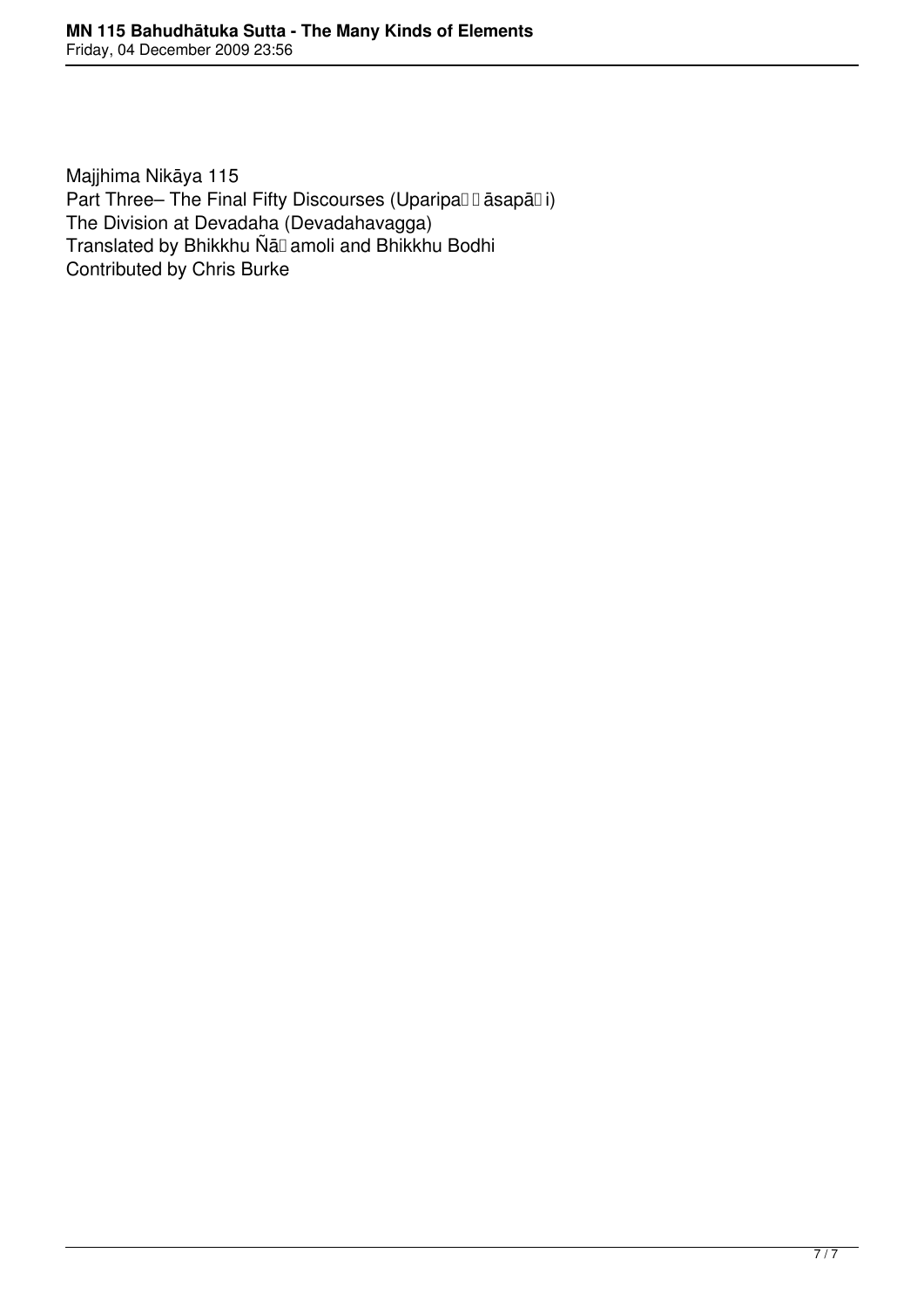Majjhima Nikāya 115
Part Three– The Final Fifty Discourses (Uparipaṇṇāsapāḷi)
The Division at Devadaha (Devadahavagga)
Translated by Bhikkhu Ñāṇamoli and Bhikkhu Bodhi
Contributed by Chris Burke